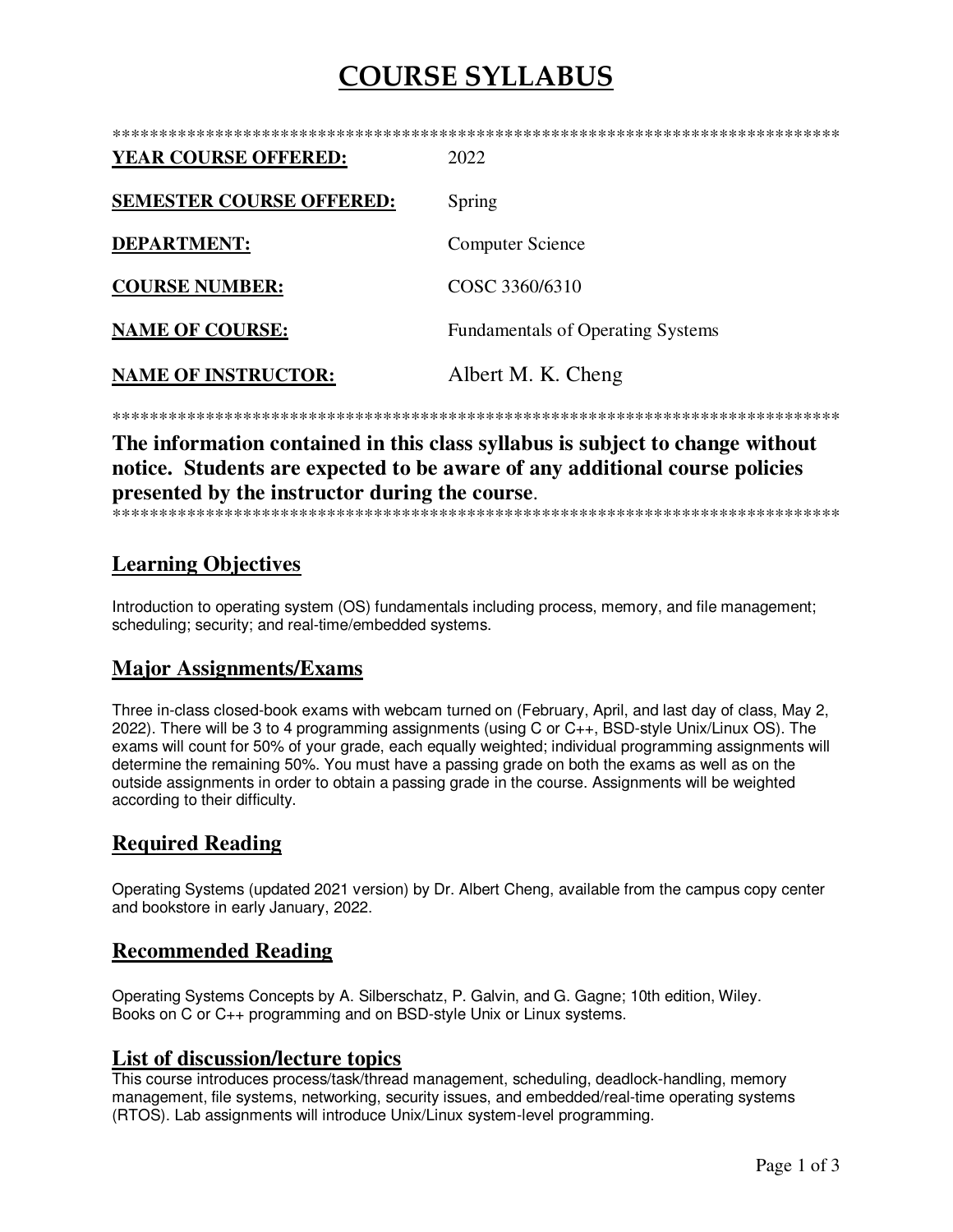# COURSE SYLLABUS

********************************************************************************

**YEAR COURSE OFFERED:** 2022

**SEMESTER COURSE OFFERED:** Spring

**DEPARTMENT:** Computer Science

**COURSE NUMBER:** COSC 3360/6310

**NAME OF COURSE:** Fundamentals of Operating Systems

**NAME OF INSTRUCTOR:** Albert M. K. Cheng

********************************************************************************

**The information contained in this class syllabus is subject to change without notice. Students are expected to be aware of any additional course policies presented by the instructor during the course**.

********************************************************************************

## Learning Objectives

Introduction to operating system (OS) fundamentals including process, memory, and file management; scheduling; security; and real-time/embedded systems.

## Major Assignments/Exams

Three in-class closed-book exams with webcam turned on (February, April, and last day of class, May 2, 2022). There will be 3 to 4 programming assignments (using C or C++, BSD-style Unix/Linux OS). The exams will count for 50% of your grade, each equally weighted; individual programming assignments will determine the remaining 50%. You must have a passing grade on both the exams as well as on the outside assignments in order to obtain a passing grade in the course. Assignments will be weighted according to their difficulty.

## Required Reading

Operating Systems (updated 2021 version) by Dr. Albert Cheng, available from the campus copy center and bookstore in early January, 2022.

## Recommended Reading

Operating Systems Concepts by A. Silberschatz, P. Galvin, and G. Gagne; 10th edition, Wiley.
Books on C or C++ programming and on BSD-style Unix or Linux systems.

## List of discussion/lecture topics

This course introduces process/task/thread management, scheduling, deadlock-handling, memory management, file systems, networking, security issues, and embedded/real-time operating systems (RTOS). Lab assignments will introduce Unix/Linux system-level programming.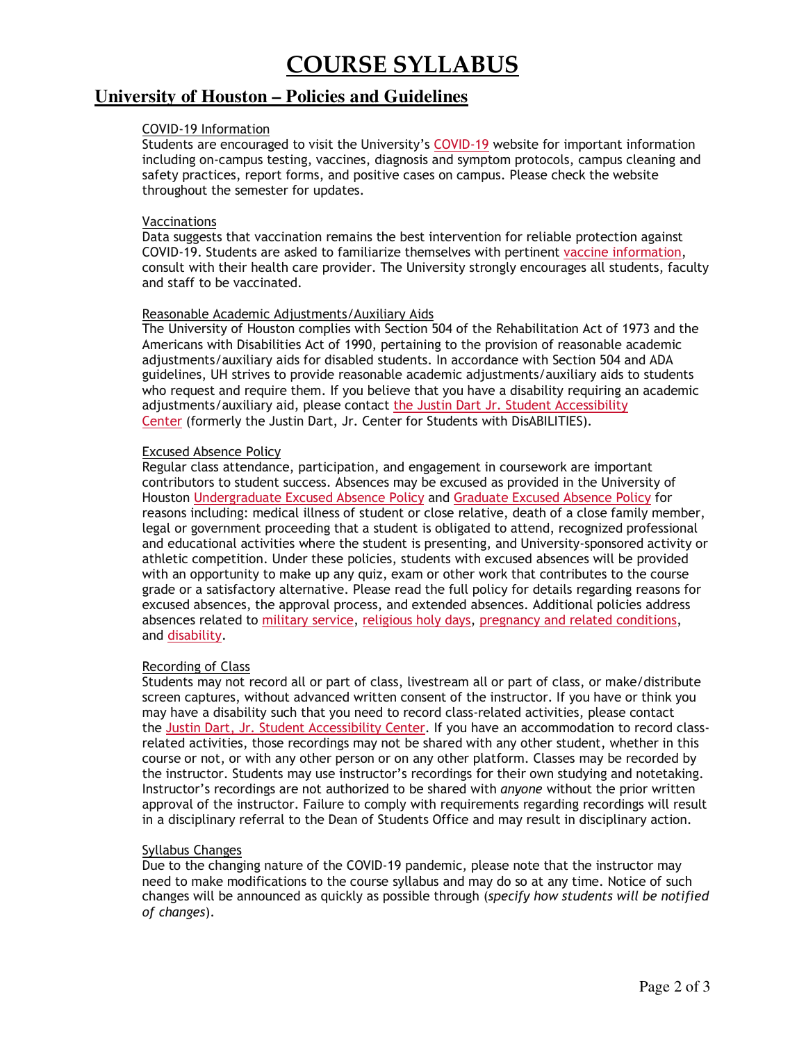# COURSE SYLLABUS

## University of Houston – Policies and Guidelines

### COVID-19 Information

Students are encouraged to visit the University's COVID-19 website for important information including on-campus testing, vaccines, diagnosis and symptom protocols, campus cleaning and safety practices, report forms, and positive cases on campus. Please check the website throughout the semester for updates.

### Vaccinations

Data suggests that vaccination remains the best intervention for reliable protection against COVID-19. Students are asked to familiarize themselves with pertinent vaccine information, consult with their health care provider. The University strongly encourages all students, faculty and staff to be vaccinated.

### Reasonable Academic Adjustments/Auxiliary Aids

The University of Houston complies with Section 504 of the Rehabilitation Act of 1973 and the Americans with Disabilities Act of 1990, pertaining to the provision of reasonable academic adjustments/auxiliary aids for disabled students. In accordance with Section 504 and ADA guidelines, UH strives to provide reasonable academic adjustments/auxiliary aids to students who request and require them. If you believe that you have a disability requiring an academic adjustments/auxiliary aid, please contact the Justin Dart Jr. Student Accessibility Center (formerly the Justin Dart, Jr. Center for Students with DisABILITIES).

### Excused Absence Policy

Regular class attendance, participation, and engagement in coursework are important contributors to student success. Absences may be excused as provided in the University of Houston Undergraduate Excused Absence Policy and Graduate Excused Absence Policy for reasons including: medical illness of student or close relative, death of a close family member, legal or government proceeding that a student is obligated to attend, recognized professional and educational activities where the student is presenting, and University-sponsored activity or athletic competition. Under these policies, students with excused absences will be provided with an opportunity to make up any quiz, exam or other work that contributes to the course grade or a satisfactory alternative. Please read the full policy for details regarding reasons for excused absences, the approval process, and extended absences. Additional policies address absences related to military service, religious holy days, pregnancy and related conditions, and disability.

### Recording of Class

Students may not record all or part of class, livestream all or part of class, or make/distribute screen captures, without advanced written consent of the instructor. If you have or think you may have a disability such that you need to record class-related activities, please contact the Justin Dart, Jr. Student Accessibility Center. If you have an accommodation to record class-related activities, those recordings may not be shared with any other student, whether in this course or not, or with any other person or on any other platform. Classes may be recorded by the instructor. Students may use instructor's recordings for their own studying and notetaking. Instructor's recordings are not authorized to be shared with *anyone* without the prior written approval of the instructor. Failure to comply with requirements regarding recordings will result in a disciplinary referral to the Dean of Students Office and may result in disciplinary action.

### Syllabus Changes

Due to the changing nature of the COVID-19 pandemic, please note that the instructor may need to make modifications to the course syllabus and may do so at any time. Notice of such changes will be announced as quickly as possible through (*specify how students will be notified of changes*).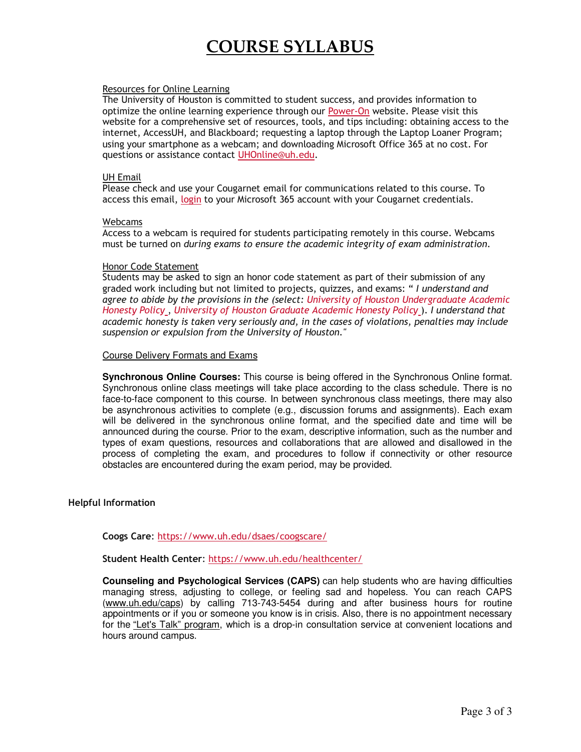# COURSE SYLLABUS

Resources for Online Learning

The University of Houston is committed to student success, and provides information to optimize the online learning experience through our Power-On website. Please visit this website for a comprehensive set of resources, tools, and tips including: obtaining access to the internet, AccessUH, and Blackboard; requesting a laptop through the Laptop Loaner Program; using your smartphone as a webcam; and downloading Microsoft Office 365 at no cost. For questions or assistance contact UHOnline@uh.edu.

UH Email

Please check and use your Cougarnet email for communications related to this course. To access this email, login to your Microsoft 365 account with your Cougarnet credentials.

Webcams

Access to a webcam is required for students participating remotely in this course. Webcams must be turned on *during exams to ensure the academic integrity of exam administration.*

Honor Code Statement

Students may be asked to sign an honor code statement as part of their submission of any graded work including but not limited to projects, quizzes, and exams: " *I understand and agree to abide by the provisions in the (select: University of Houston Undergraduate Academic Honesty Policy , University of Houston Graduate Academic Honesty Policy ). I understand that academic honesty is taken very seriously and, in the cases of violations, penalties may include suspension or expulsion from the University of Houston."*

Course Delivery Formats and Exams

**Synchronous Online Courses:** This course is being offered in the Synchronous Online format. Synchronous online class meetings will take place according to the class schedule. There is no face-to-face component to this course. In between synchronous class meetings, there may also be asynchronous activities to complete (e.g., discussion forums and assignments). Each exam will be delivered in the synchronous online format, and the specified date and time will be announced during the course. Prior to the exam, descriptive information, such as the number and types of exam questions, resources and collaborations that are allowed and disallowed in the process of completing the exam, and procedures to follow if connectivity or other resource obstacles are encountered during the exam period, may be provided.

**Helpful Information**

**Coogs Care**: https://www.uh.edu/dsaes/coogscare/

**Student Health Center**: https://www.uh.edu/healthcenter/

**Counseling and Psychological Services (CAPS)** can help students who are having difficulties managing stress, adjusting to college, or feeling sad and hopeless. You can reach CAPS (www.uh.edu/caps) by calling 713-743-5454 during and after business hours for routine appointments or if you or someone you know is in crisis. Also, there is no appointment necessary for the "Let's Talk" program, which is a drop-in consultation service at convenient locations and hours around campus.